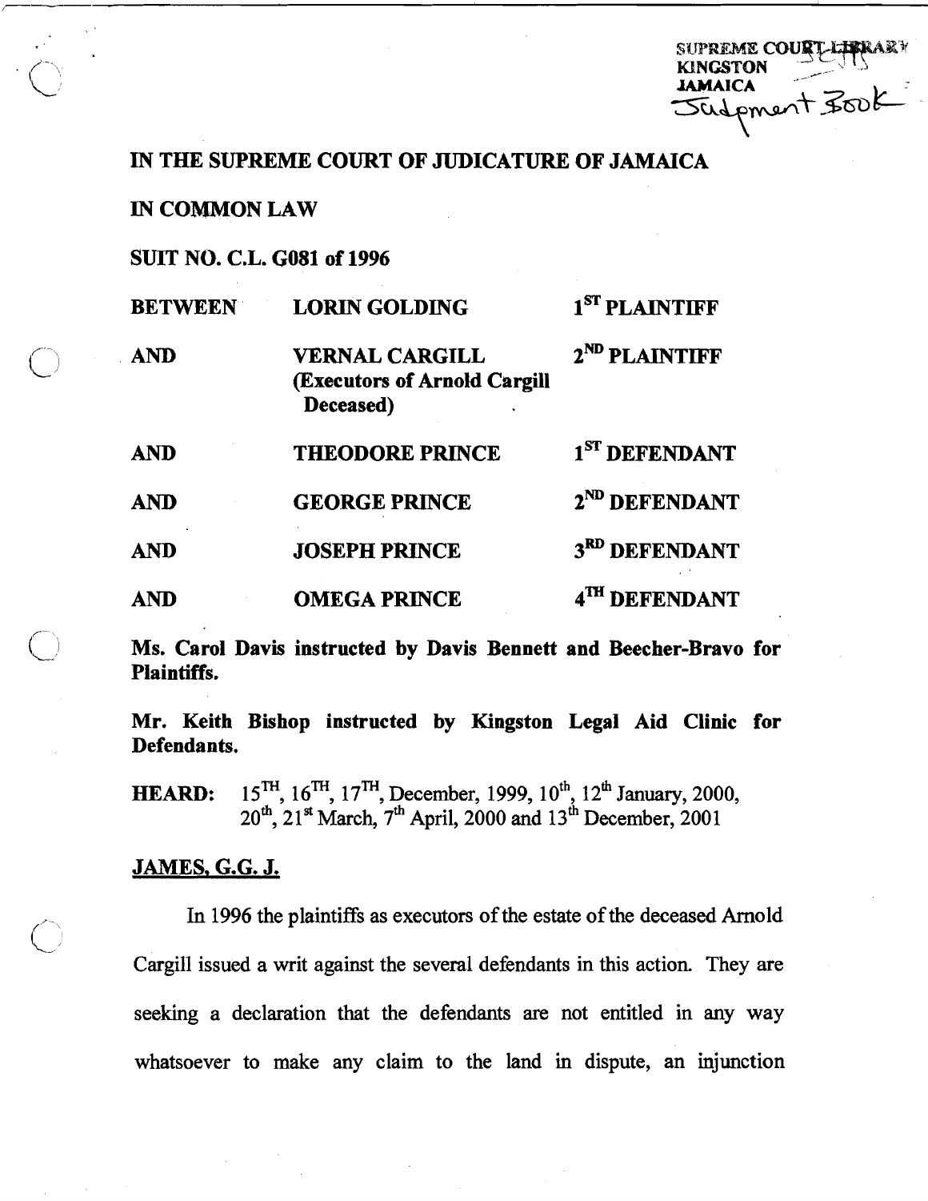SUPREME COURT LIBRARY
KINGSTON
JAMAICA
Judgment Book

**IN THE SUPREME COURT OF JUDICATURE OF JAMAICA**

**IN COMMON LAW**

**SUIT NO. C.L. G081 of 1996**

| | | |
|---|---|---|
| **BETWEEN** | **LORIN GOLDING** | **1ST PLAINTIFF** |
| **AND** | **VERNAL CARGILL (Executors of Arnold Cargill Deceased)** | **2ND PLAINTIFF** |
| **AND** | **THEODORE PRINCE** | **1ST DEFENDANT** |
| **AND** | **GEORGE PRINCE** | **2ND DEFENDANT** |
| **AND** | **JOSEPH PRINCE** | **3RD DEFENDANT** |
| **AND** | **OMEGA PRINCE** | **4TH DEFENDANT** |

**Ms. Carol Davis instructed by Davis Bennett and Beecher-Bravo for Plaintiffs.**

**Mr. Keith Bishop instructed by Kingston Legal Aid Clinic for Defendants.**

**HEARD:** 15TH, 16TH, 17TH, December, 1999, 10th, 12th January, 2000, 20th, 21st March, 7th April, 2000 and 13th December, 2001

**JAMES, G.G. J.**

In 1996 the plaintiffs as executors of the estate of the deceased Arnold Cargill issued a writ against the several defendants in this action. They are seeking a declaration that the defendants are not entitled in any way whatsoever to make any claim to the land in dispute, an injunction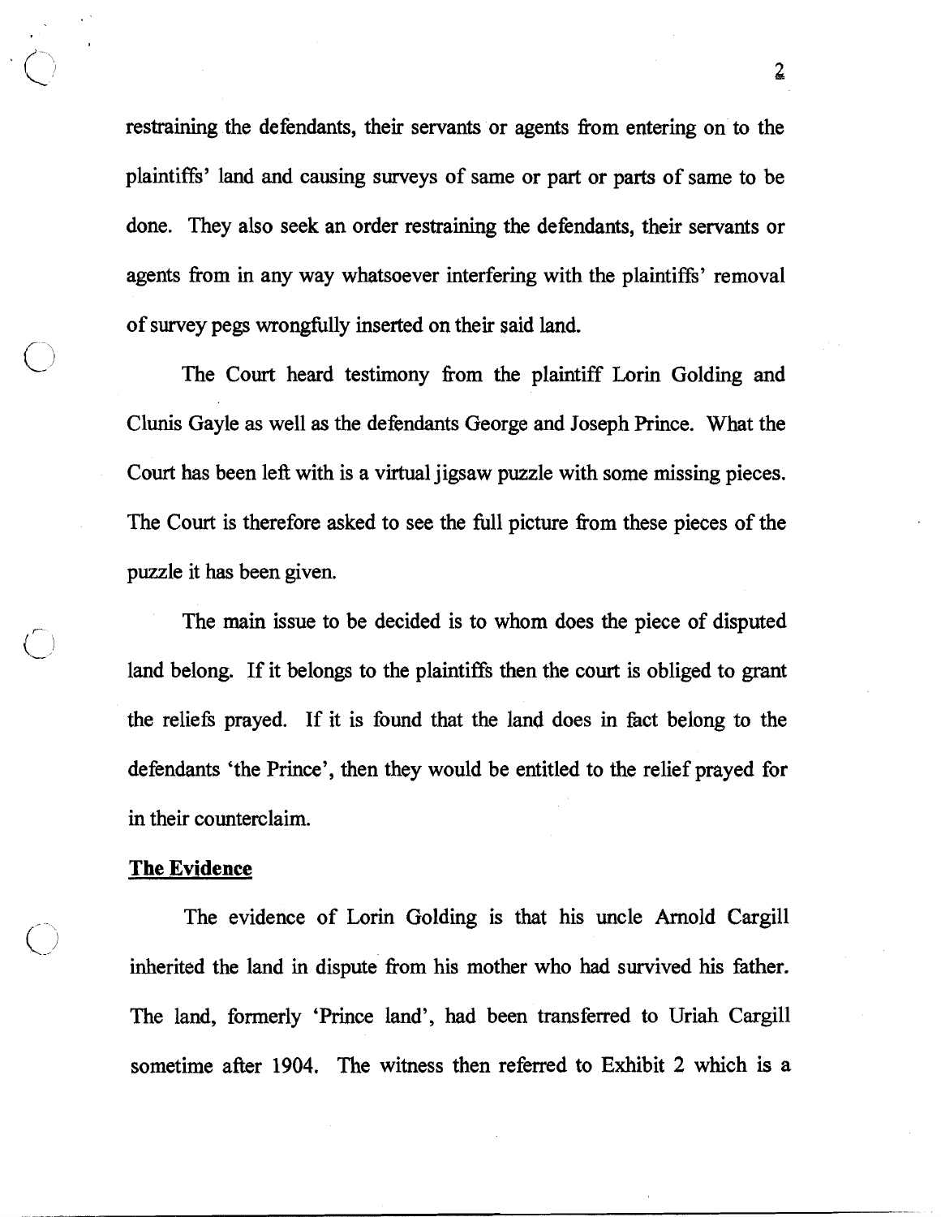restraining the defendants, their servants or agents from entering on to the plaintiffs' land and causing surveys of same or part or parts of same to be done. They also seek an order restraining the defendants, their servants or agents from in any way whatsoever interfering with the plaintiffs' removal of survey pegs wrongfully inserted on their said land.

The Court heard testimony from the plaintiff Lorin Golding and Clunis Gayle as well as the defendants George and Joseph Prince. What the Court has been left with is a virtual jigsaw puzzle with some missing pieces. The Court is therefore asked to see the full picture from these pieces of the puzzle it has been given.

The main issue to be decided is to whom does the piece of disputed land belong. If it belongs to the plaintiffs then the court is obliged to grant the reliefs prayed. If it is found that the land does in fact belong to the defendants 'the Prince', then they would be entitled to the relief prayed for in their counterclaim.

**The Evidence**

The evidence of Lorin Golding is that his uncle Arnold Cargill inherited the land in dispute from his mother who had survived his father. The land, formerly 'Prince land', had been transferred to Uriah Cargill sometime after 1904. The witness then referred to Exhibit 2 which is a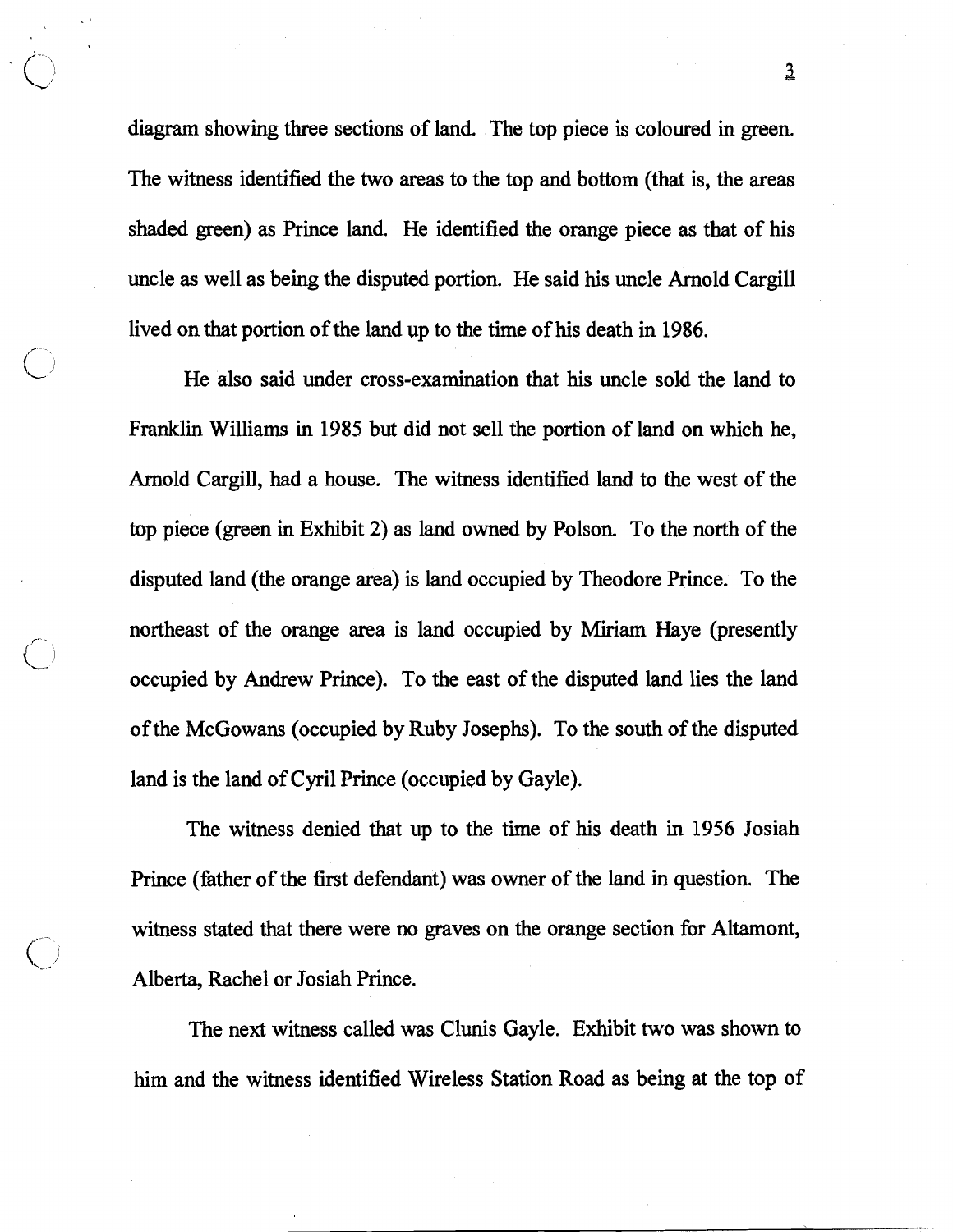diagram showing three sections of land. The top piece is coloured in green. The witness identified the two areas to the top and bottom (that is, the areas shaded green) as Prince land. He identified the orange piece as that of his uncle as well as being the disputed portion. He said his uncle Arnold Cargill lived on that portion of the land up to the time of his death in 1986.

He also said under cross-examination that his uncle sold the land to Franklin Williams in 1985 but did not sell the portion of land on which he, Arnold Cargill, had a house. The witness identified land to the west of the top piece (green in Exhibit 2) as land owned by Polson. To the north of the disputed land (the orange area) is land occupied by Theodore Prince. To the northeast of the orange area is land occupied by Miriam Haye (presently occupied by Andrew Prince). To the east of the disputed land lies the land of the McGowans (occupied by Ruby Josephs). To the south of the disputed land is the land of Cyril Prince (occupied by Gayle).

The witness denied that up to the time of his death in 1956 Josiah Prince (father of the first defendant) was owner of the land in question. The witness stated that there were no graves on the orange section for Altamont, Alberta, Rachel or Josiah Prince.

The next witness called was Clunis Gayle. Exhibit two was shown to him and the witness identified Wireless Station Road as being at the top of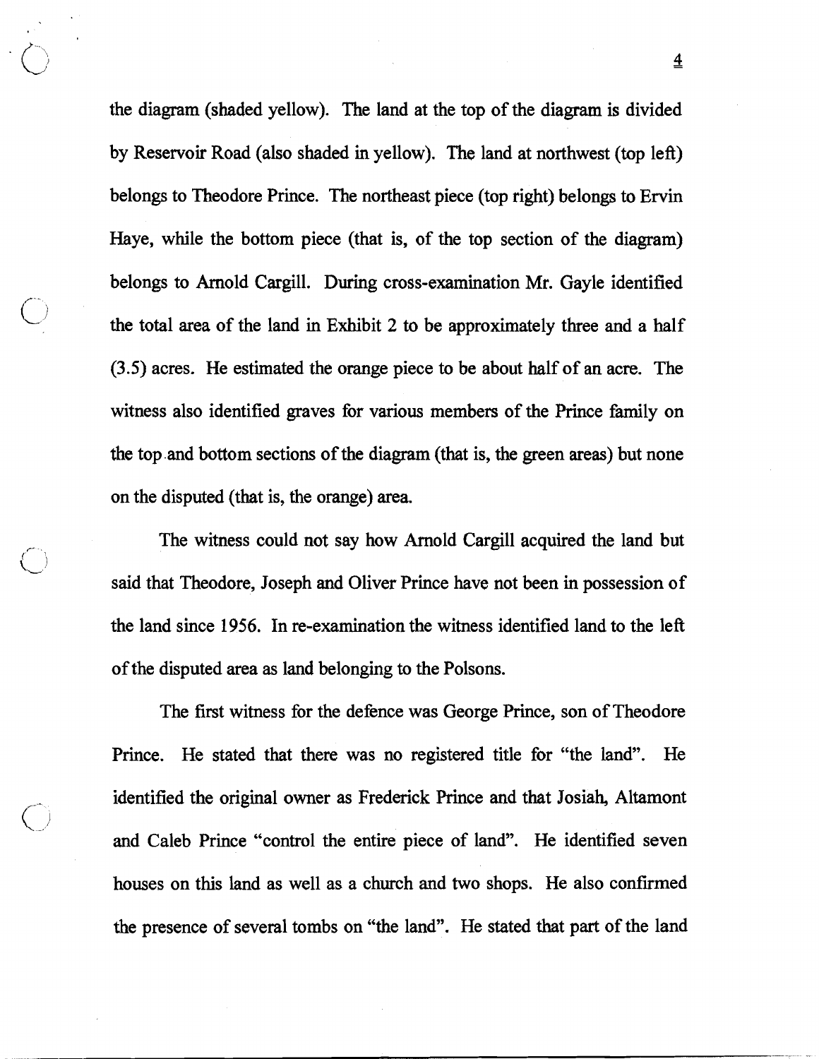the diagram (shaded yellow). The land at the top of the diagram is divided by Reservoir Road (also shaded in yellow). The land at northwest (top left) belongs to Theodore Prince. The northeast piece (top right) belongs to Ervin Haye, while the bottom piece (that is, of the top section of the diagram) belongs to Arnold Cargill. During cross-examination Mr. Gayle identified the total area of the land in Exhibit 2 to be approximately three and a half (3.5) acres. He estimated the orange piece to be about half of an acre. The witness also identified graves for various members of the Prince family on the top and bottom sections of the diagram (that is, the green areas) but none on the disputed (that is, the orange) area.

The witness could not say how Arnold Cargill acquired the land but said that Theodore, Joseph and Oliver Prince have not been in possession of the land since 1956. In re-examination the witness identified land to the left of the disputed area as land belonging to the Polsons.

The first witness for the defence was George Prince, son of Theodore Prince. He stated that there was no registered title for "the land". He identified the original owner as Frederick Prince and that Josiah, Altamont and Caleb Prince "control the entire piece of land". He identified seven houses on this land as well as a church and two shops. He also confirmed the presence of several tombs on "the land". He stated that part of the land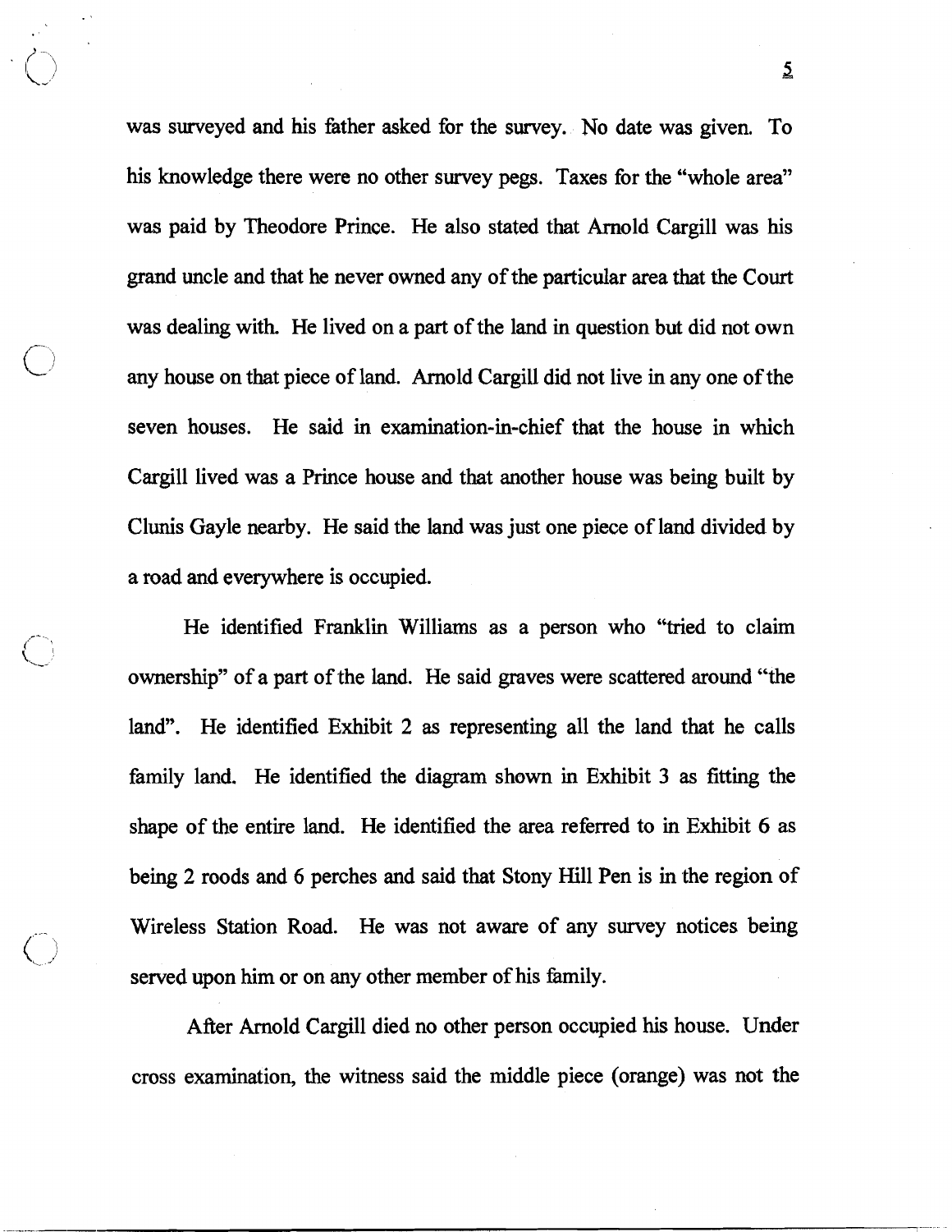was surveyed and his father asked for the survey. No date was given. To his knowledge there were no other survey pegs. Taxes for the "whole area" was paid by Theodore Prince. He also stated that Arnold Cargill was his grand uncle and that he never owned any of the particular area that the Court was dealing with. He lived on a part of the land in question but did not own any house on that piece of land. Arnold Cargill did not live in any one of the seven houses. He said in examination-in-chief that the house in which Cargill lived was a Prince house and that another house was being built by Clunis Gayle nearby. He said the land was just one piece of land divided by a road and everywhere is occupied.

He identified Franklin Williams as a person who "tried to claim ownership" of a part of the land. He said graves were scattered around "the land". He identified Exhibit 2 as representing all the land that he calls family land. He identified the diagram shown in Exhibit 3 as fitting the shape of the entire land. He identified the area referred to in Exhibit 6 as being 2 roods and 6 perches and said that Stony Hill Pen is in the region of Wireless Station Road. He was not aware of any survey notices being served upon him or on any other member of his family.

After Arnold Cargill died no other person occupied his house. Under cross examination, the witness said the middle piece (orange) was not the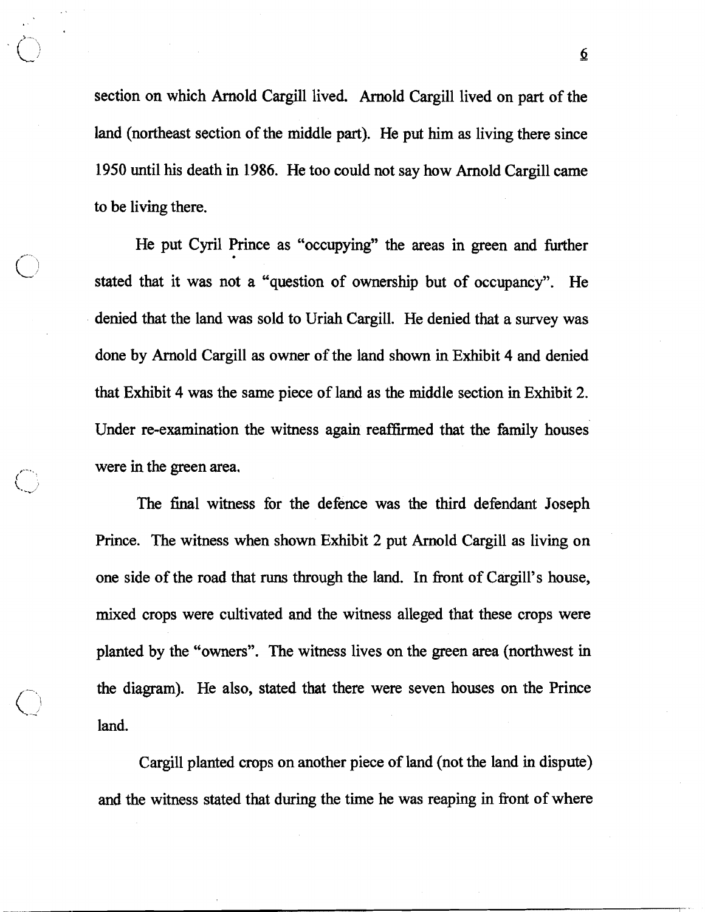section on which Arnold Cargill lived. Arnold Cargill lived on part of the land (northeast section of the middle part). He put him as living there since 1950 until his death in 1986. He too could not say how Arnold Cargill came to be living there.

He put Cyril Prince as "occupying" the areas in green and further stated that it was not a "question of ownership but of occupancy". He denied that the land was sold to Uriah Cargill. He denied that a survey was done by Arnold Cargill as owner of the land shown in Exhibit 4 and denied that Exhibit 4 was the same piece of land as the middle section in Exhibit 2. Under re-examination the witness again reaffirmed that the family houses were in the green area.

The final witness for the defence was the third defendant Joseph Prince. The witness when shown Exhibit 2 put Arnold Cargill as living on one side of the road that runs through the land. In front of Cargill's house, mixed crops were cultivated and the witness alleged that these crops were planted by the "owners". The witness lives on the green area (northwest in the diagram). He also, stated that there were seven houses on the Prince land.

Cargill planted crops on another piece of land (not the land in dispute) and the witness stated that during the time he was reaping in front of where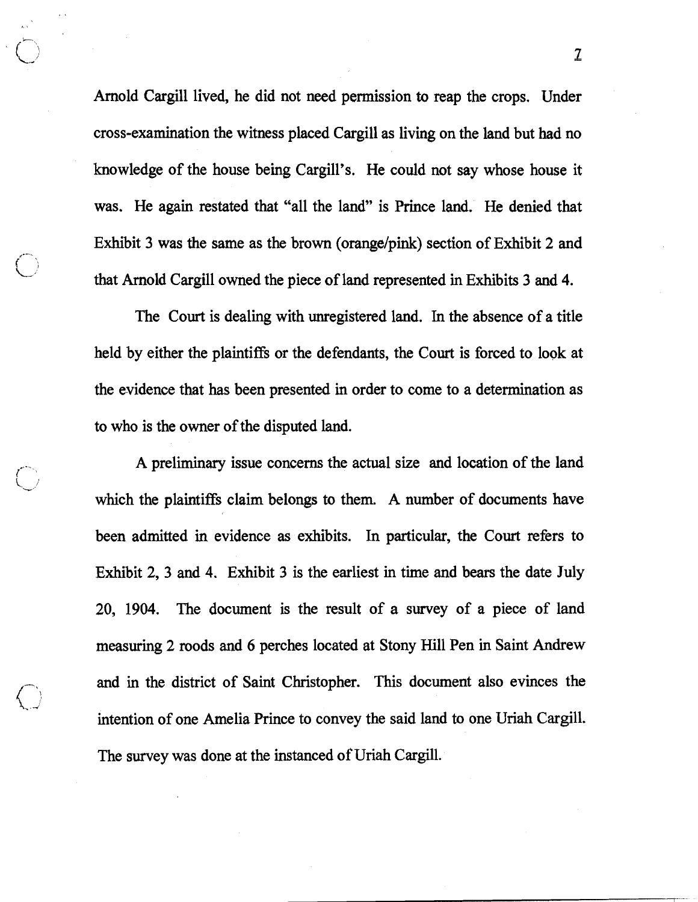Arnold Cargill lived, he did not need permission to reap the crops. Under cross-examination the witness placed Cargill as living on the land but had no knowledge of the house being Cargill's. He could not say whose house it was. He again restated that "all the land" is Prince land. He denied that Exhibit 3 was the same as the brown (orange/pink) section of Exhibit 2 and that Arnold Cargill owned the piece of land represented in Exhibits 3 and 4.

The Court is dealing with unregistered land. In the absence of a title held by either the plaintiffs or the defendants, the Court is forced to look at the evidence that has been presented in order to come to a determination as to who is the owner of the disputed land.

A preliminary issue concerns the actual size and location of the land which the plaintiffs claim belongs to them. A number of documents have been admitted in evidence as exhibits. In particular, the Court refers to Exhibit 2, 3 and 4. Exhibit 3 is the earliest in time and bears the date July 20, 1904. The document is the result of a survey of a piece of land measuring 2 roods and 6 perches located at Stony Hill Pen in Saint Andrew and in the district of Saint Christopher. This document also evinces the intention of one Amelia Prince to convey the said land to one Uriah Cargill. The survey was done at the instanced of Uriah Cargill.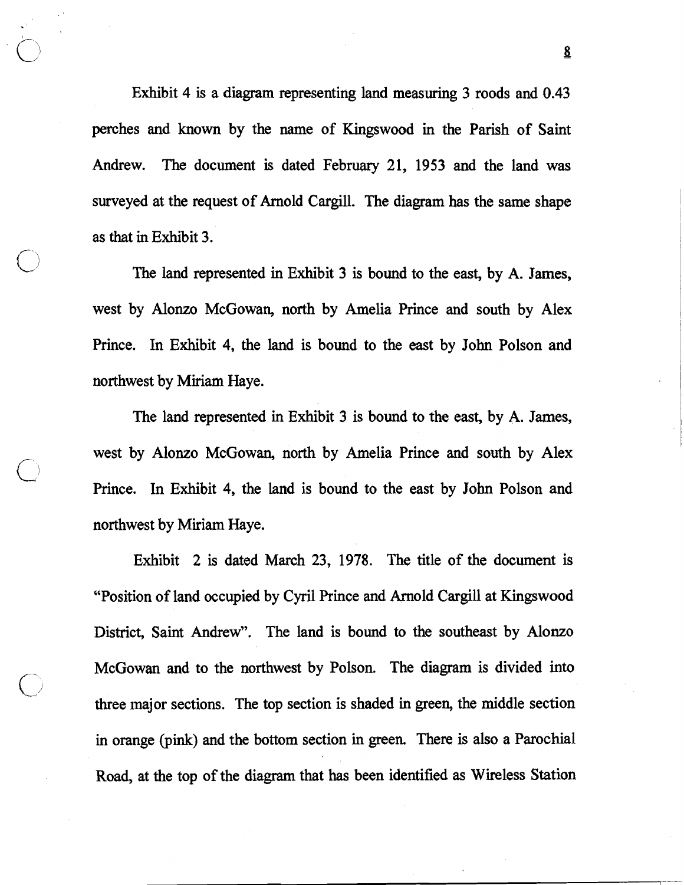Exhibit 4 is a diagram representing land measuring 3 roods and 0.43 perches and known by the name of Kingswood in the Parish of Saint Andrew. The document is dated February 21, 1953 and the land was surveyed at the request of Arnold Cargill. The diagram has the same shape as that in Exhibit 3.

The land represented in Exhibit 3 is bound to the east, by A. James, west by Alonzo McGowan, north by Amelia Prince and south by Alex Prince. In Exhibit 4, the land is bound to the east by John Polson and northwest by Miriam Haye.

The land represented in Exhibit 3 is bound to the east, by A. James, west by Alonzo McGowan, north by Amelia Prince and south by Alex Prince. In Exhibit 4, the land is bound to the east by John Polson and northwest by Miriam Haye.

Exhibit 2 is dated March 23, 1978. The title of the document is "Position of land occupied by Cyril Prince and Arnold Cargill at Kingswood District, Saint Andrew". The land is bound to the southeast by Alonzo McGowan and to the northwest by Polson. The diagram is divided into three major sections. The top section is shaded in green, the middle section in orange (pink) and the bottom section in green. There is also a Parochial Road, at the top of the diagram that has been identified as Wireless Station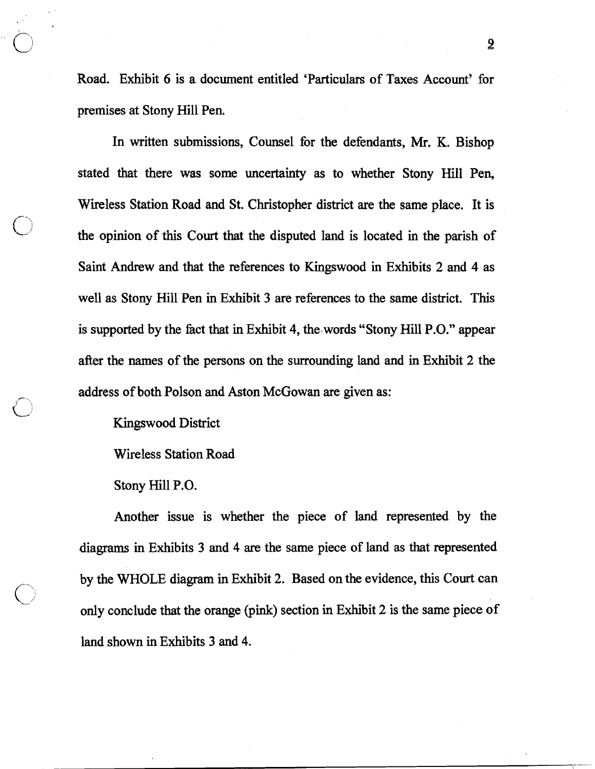Road. Exhibit 6 is a document entitled 'Particulars of Taxes Account' for premises at Stony Hill Pen.

In written submissions, Counsel for the defendants, Mr. K. Bishop stated that there was some uncertainty as to whether Stony Hill Pen, Wireless Station Road and St. Christopher district are the same place. It is the opinion of this Court that the disputed land is located in the parish of Saint Andrew and that the references to Kingswood in Exhibits 2 and 4 as well as Stony Hill Pen in Exhibit 3 are references to the same district. This is supported by the fact that in Exhibit 4, the words "Stony Hill P.O." appear after the names of the persons on the surrounding land and in Exhibit 2 the address of both Polson and Aston McGowan are given as:

Kingswood District

Wireless Station Road

Stony Hill P.O.

Another issue is whether the piece of land represented by the diagrams in Exhibits 3 and 4 are the same piece of land as that represented by the WHOLE diagram in Exhibit 2. Based on the evidence, this Court can only conclude that the orange (pink) section in Exhibit 2 is the same piece of land shown in Exhibits 3 and 4.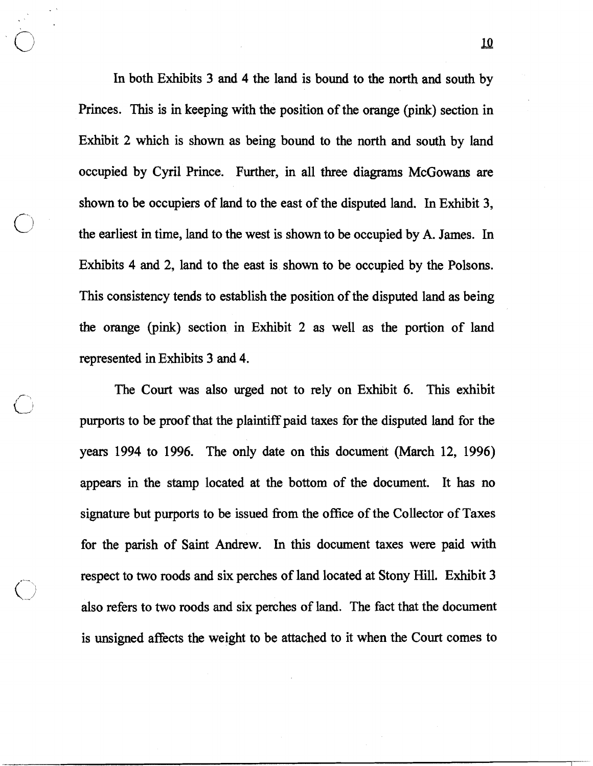In both Exhibits 3 and 4 the land is bound to the north and south by Princes. This is in keeping with the position of the orange (pink) section in Exhibit 2 which is shown as being bound to the north and south by land occupied by Cyril Prince. Further, in all three diagrams McGowans are shown to be occupiers of land to the east of the disputed land. In Exhibit 3, the earliest in time, land to the west is shown to be occupied by A. James. In Exhibits 4 and 2, land to the east is shown to be occupied by the Polsons. This consistency tends to establish the position of the disputed land as being the orange (pink) section in Exhibit 2 as well as the portion of land represented in Exhibits 3 and 4.

The Court was also urged not to rely on Exhibit 6. This exhibit purports to be proof that the plaintiff paid taxes for the disputed land for the years 1994 to 1996. The only date on this document (March 12, 1996) appears in the stamp located at the bottom of the document. It has no signature but purports to be issued from the office of the Collector of Taxes for the parish of Saint Andrew. In this document taxes were paid with respect to two roods and six perches of land located at Stony Hill. Exhibit 3 also refers to two roods and six perches of land. The fact that the document is unsigned affects the weight to be attached to it when the Court comes to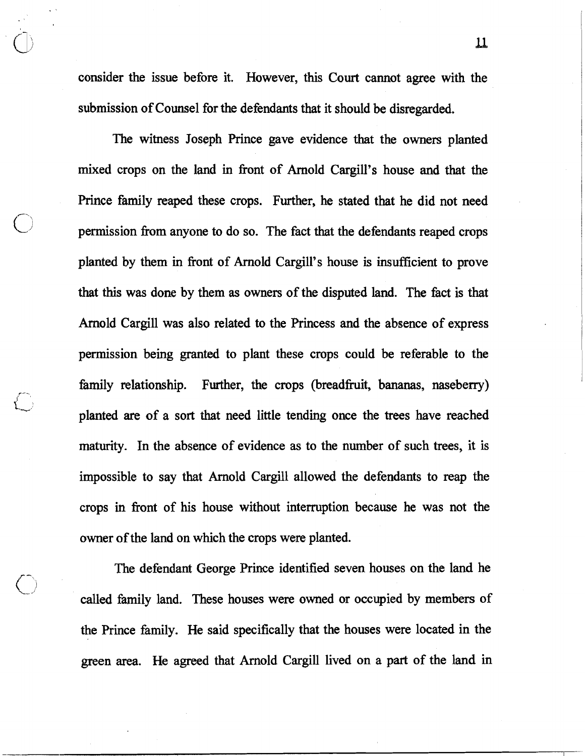consider the issue before it. However, this Court cannot agree with the submission of Counsel for the defendants that it should be disregarded.

The witness Joseph Prince gave evidence that the owners planted mixed crops on the land in front of Arnold Cargill's house and that the Prince family reaped these crops. Further, he stated that he did not need permission from anyone to do so. The fact that the defendants reaped crops planted by them in front of Arnold Cargill's house is insufficient to prove that this was done by them as owners of the disputed land. The fact is that Arnold Cargill was also related to the Princess and the absence of express permission being granted to plant these crops could be referable to the family relationship. Further, the crops (breadfruit, bananas, naseberry) planted are of a sort that need little tending once the trees have reached maturity. In the absence of evidence as to the number of such trees, it is impossible to say that Arnold Cargill allowed the defendants to reap the crops in front of his house without interruption because he was not the owner of the land on which the crops were planted.

The defendant George Prince identified seven houses on the land he called family land. These houses were owned or occupied by members of the Prince family. He said specifically that the houses were located in the green area. He agreed that Arnold Cargill lived on a part of the land in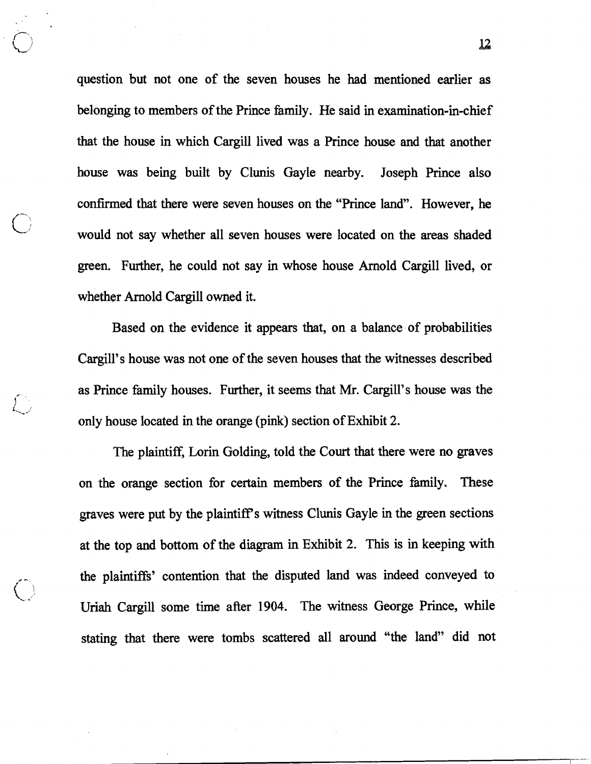question but not one of the seven houses he had mentioned earlier as belonging to members of the Prince family. He said in examination-in-chief that the house in which Cargill lived was a Prince house and that another house was being built by Clunis Gayle nearby. Joseph Prince also confirmed that there were seven houses on the "Prince land". However, he would not say whether all seven houses were located on the areas shaded green. Further, he could not say in whose house Arnold Cargill lived, or whether Arnold Cargill owned it.

Based on the evidence it appears that, on a balance of probabilities Cargill's house was not one of the seven houses that the witnesses described as Prince family houses. Further, it seems that Mr. Cargill's house was the only house located in the orange (pink) section of Exhibit 2.

The plaintiff, Lorin Golding, told the Court that there were no graves on the orange section for certain members of the Prince family. These graves were put by the plaintiff's witness Clunis Gayle in the green sections at the top and bottom of the diagram in Exhibit 2. This is in keeping with the plaintiffs' contention that the disputed land was indeed conveyed to Uriah Cargill some time after 1904. The witness George Prince, while stating that there were tombs scattered all around "the land" did not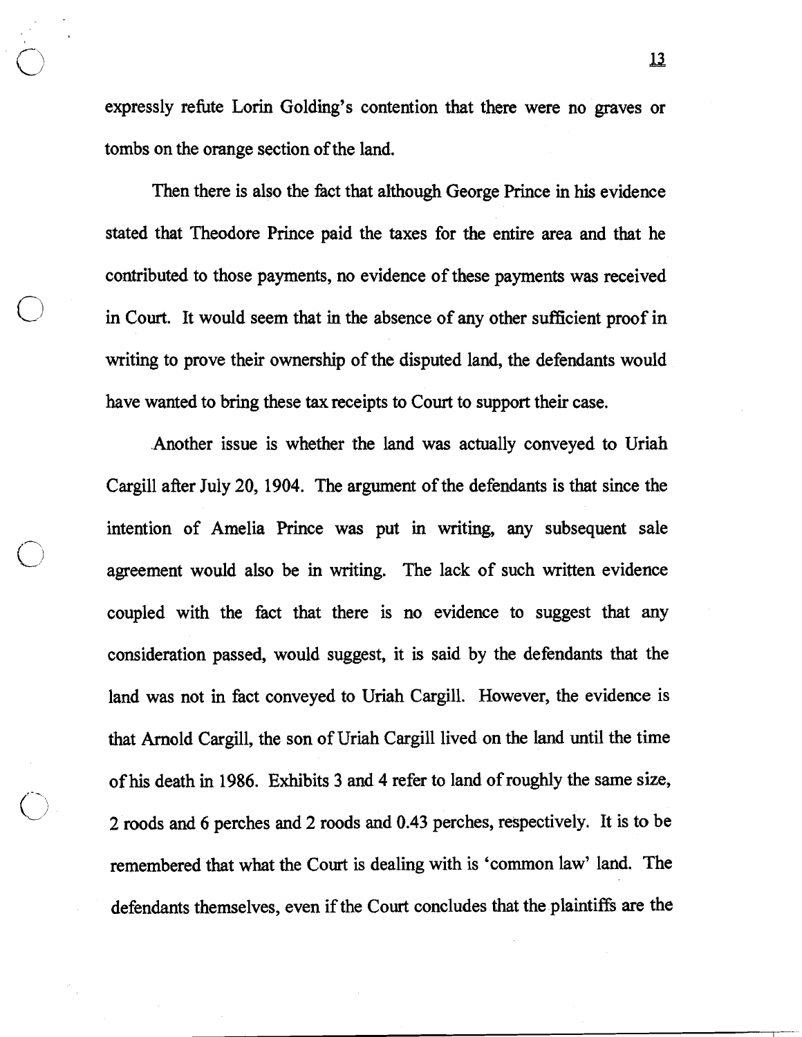expressly refute Lorin Golding's contention that there were no graves or tombs on the orange section of the land.

Then there is also the fact that although George Prince in his evidence stated that Theodore Prince paid the taxes for the entire area and that he contributed to those payments, no evidence of these payments was received in Court. It would seem that in the absence of any other sufficient proof in writing to prove their ownership of the disputed land, the defendants would have wanted to bring these tax receipts to Court to support their case.

Another issue is whether the land was actually conveyed to Uriah Cargill after July 20, 1904. The argument of the defendants is that since the intention of Amelia Prince was put in writing, any subsequent sale agreement would also be in writing. The lack of such written evidence coupled with the fact that there is no evidence to suggest that any consideration passed, would suggest, it is said by the defendants that the land was not in fact conveyed to Uriah Cargill. However, the evidence is that Arnold Cargill, the son of Uriah Cargill lived on the land until the time of his death in 1986. Exhibits 3 and 4 refer to land of roughly the same size, 2 roods and 6 perches and 2 roods and 0.43 perches, respectively. It is to be remembered that what the Court is dealing with is 'common law' land. The defendants themselves, even if the Court concludes that the plaintiffs are the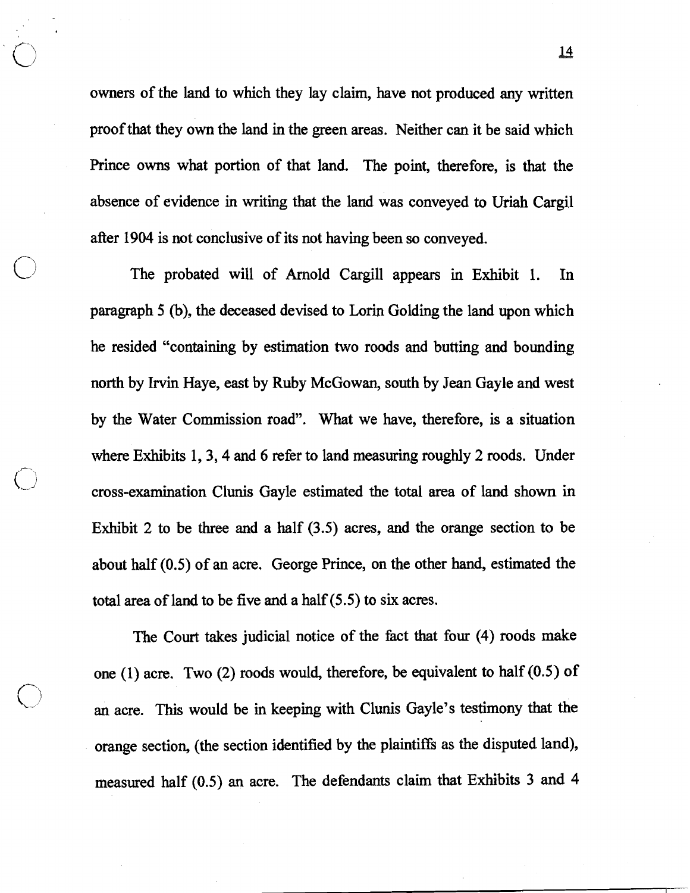owners of the land to which they lay claim, have not produced any written proof that they own the land in the green areas. Neither can it be said which Prince owns what portion of that land. The point, therefore, is that the absence of evidence in writing that the land was conveyed to Uriah Cargil after 1904 is not conclusive of its not having been so conveyed.

The probated will of Arnold Cargill appears in Exhibit 1. In paragraph 5 (b), the deceased devised to Lorin Golding the land upon which he resided "containing by estimation two roods and butting and bounding north by Irvin Haye, east by Ruby McGowan, south by Jean Gayle and west by the Water Commission road". What we have, therefore, is a situation where Exhibits 1, 3, 4 and 6 refer to land measuring roughly 2 roods. Under cross-examination Clunis Gayle estimated the total area of land shown in Exhibit 2 to be three and a half (3.5) acres, and the orange section to be about half (0.5) of an acre. George Prince, on the other hand, estimated the total area of land to be five and a half (5.5) to six acres.

The Court takes judicial notice of the fact that four (4) roods make one (1) acre. Two (2) roods would, therefore, be equivalent to half (0.5) of an acre. This would be in keeping with Clunis Gayle's testimony that the orange section, (the section identified by the plaintiffs as the disputed land), measured half (0.5) an acre. The defendants claim that Exhibits 3 and 4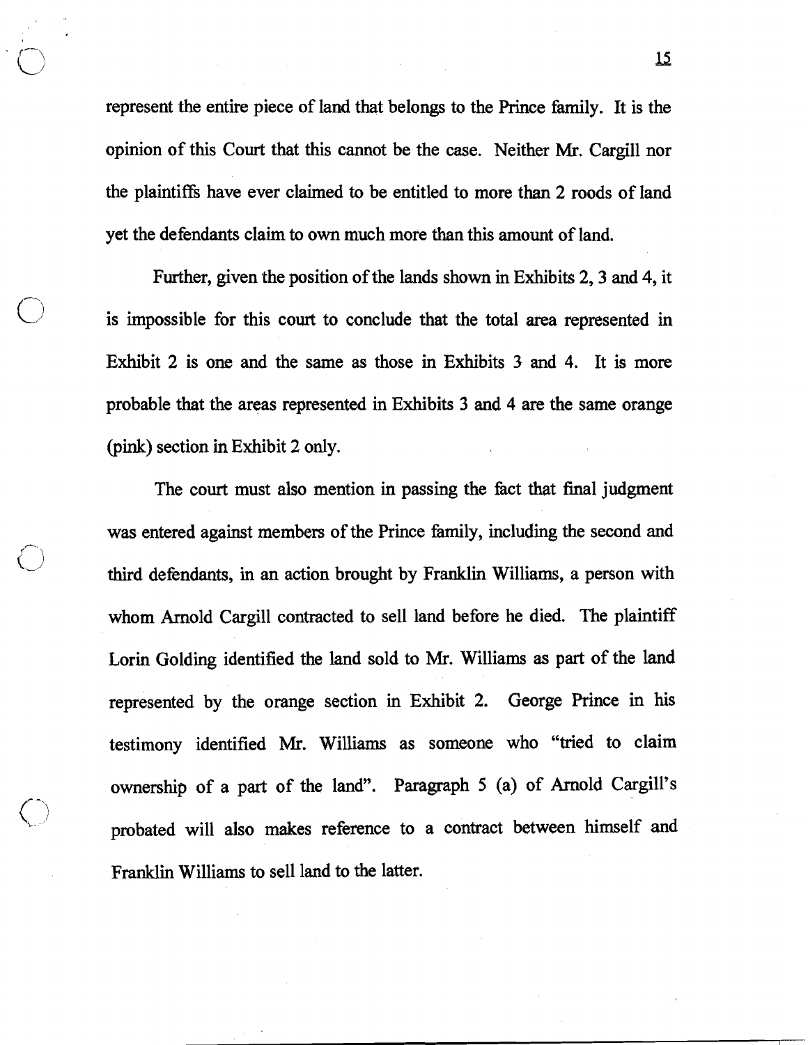represent the entire piece of land that belongs to the Prince family. It is the opinion of this Court that this cannot be the case. Neither Mr. Cargill nor the plaintiffs have ever claimed to be entitled to more than 2 roods of land yet the defendants claim to own much more than this amount of land.

Further, given the position of the lands shown in Exhibits 2, 3 and 4, it is impossible for this court to conclude that the total area represented in Exhibit 2 is one and the same as those in Exhibits 3 and 4. It is more probable that the areas represented in Exhibits 3 and 4 are the same orange (pink) section in Exhibit 2 only.

The court must also mention in passing the fact that final judgment was entered against members of the Prince family, including the second and third defendants, in an action brought by Franklin Williams, a person with whom Arnold Cargill contracted to sell land before he died. The plaintiff Lorin Golding identified the land sold to Mr. Williams as part of the land represented by the orange section in Exhibit 2. George Prince in his testimony identified Mr. Williams as someone who "tried to claim ownership of a part of the land". Paragraph 5 (a) of Arnold Cargill's probated will also makes reference to a contract between himself and Franklin Williams to sell land to the latter.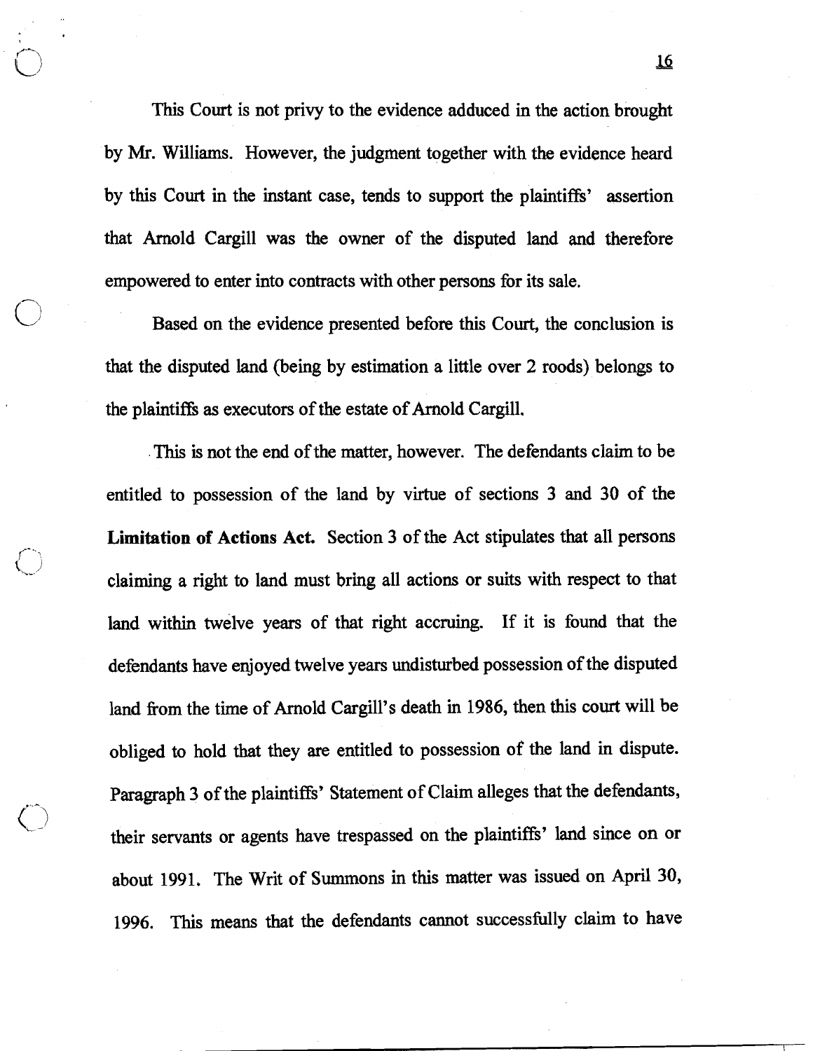This Court is not privy to the evidence adduced in the action brought by Mr. Williams. However, the judgment together with the evidence heard by this Court in the instant case, tends to support the plaintiffs' assertion that Arnold Cargill was the owner of the disputed land and therefore empowered to enter into contracts with other persons for its sale.

Based on the evidence presented before this Court, the conclusion is that the disputed land (being by estimation a little over 2 roods) belongs to the plaintiffs as executors of the estate of Arnold Cargill.

This is not the end of the matter, however. The defendants claim to be entitled to possession of the land by virtue of sections 3 and 30 of the **Limitation of Actions Act.** Section 3 of the Act stipulates that all persons claiming a right to land must bring all actions or suits with respect to that land within twelve years of that right accruing. If it is found that the defendants have enjoyed twelve years undisturbed possession of the disputed land from the time of Arnold Cargill's death in 1986, then this court will be obliged to hold that they are entitled to possession of the land in dispute. Paragraph 3 of the plaintiffs' Statement of Claim alleges that the defendants, their servants or agents have trespassed on the plaintiffs' land since on or about 1991. The Writ of Summons in this matter was issued on April 30, 1996. This means that the defendants cannot successfully claim to have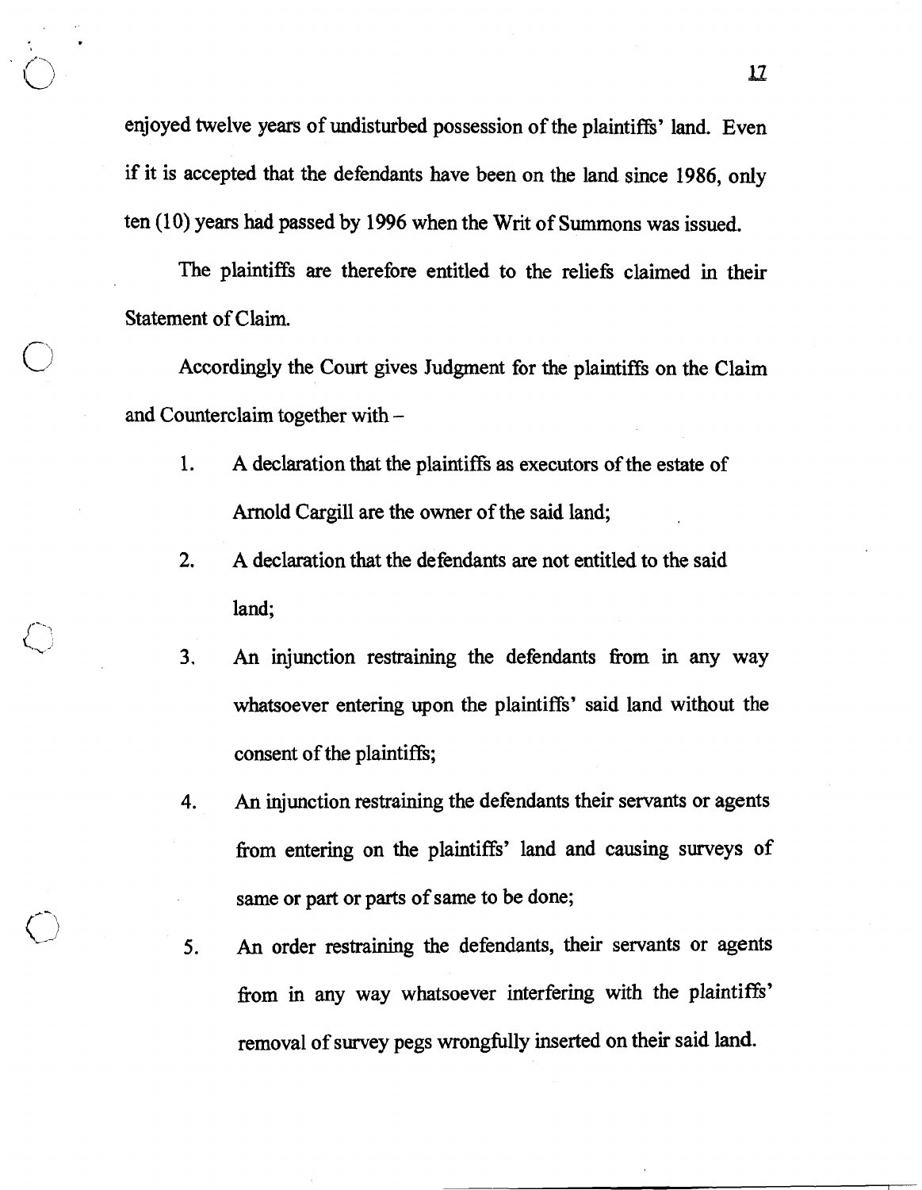enjoyed twelve years of undisturbed possession of the plaintiffs' land. Even if it is accepted that the defendants have been on the land since 1986, only ten (10) years had passed by 1996 when the Writ of Summons was issued.

The plaintiffs are therefore entitled to the reliefs claimed in their Statement of Claim.

Accordingly the Court gives Judgment for the plaintiffs on the Claim and Counterclaim together with –

1. A declaration that the plaintiffs as executors of the estate of Arnold Cargill are the owner of the said land;
2. A declaration that the defendants are not entitled to the said land;
3. An injunction restraining the defendants from in any way whatsoever entering upon the plaintiffs' said land without the consent of the plaintiffs;
4. An injunction restraining the defendants their servants or agents from entering on the plaintiffs' land and causing surveys of same or part or parts of same to be done;
5. An order restraining the defendants, their servants or agents from in any way whatsoever interfering with the plaintiffs' removal of survey pegs wrongfully inserted on their said land.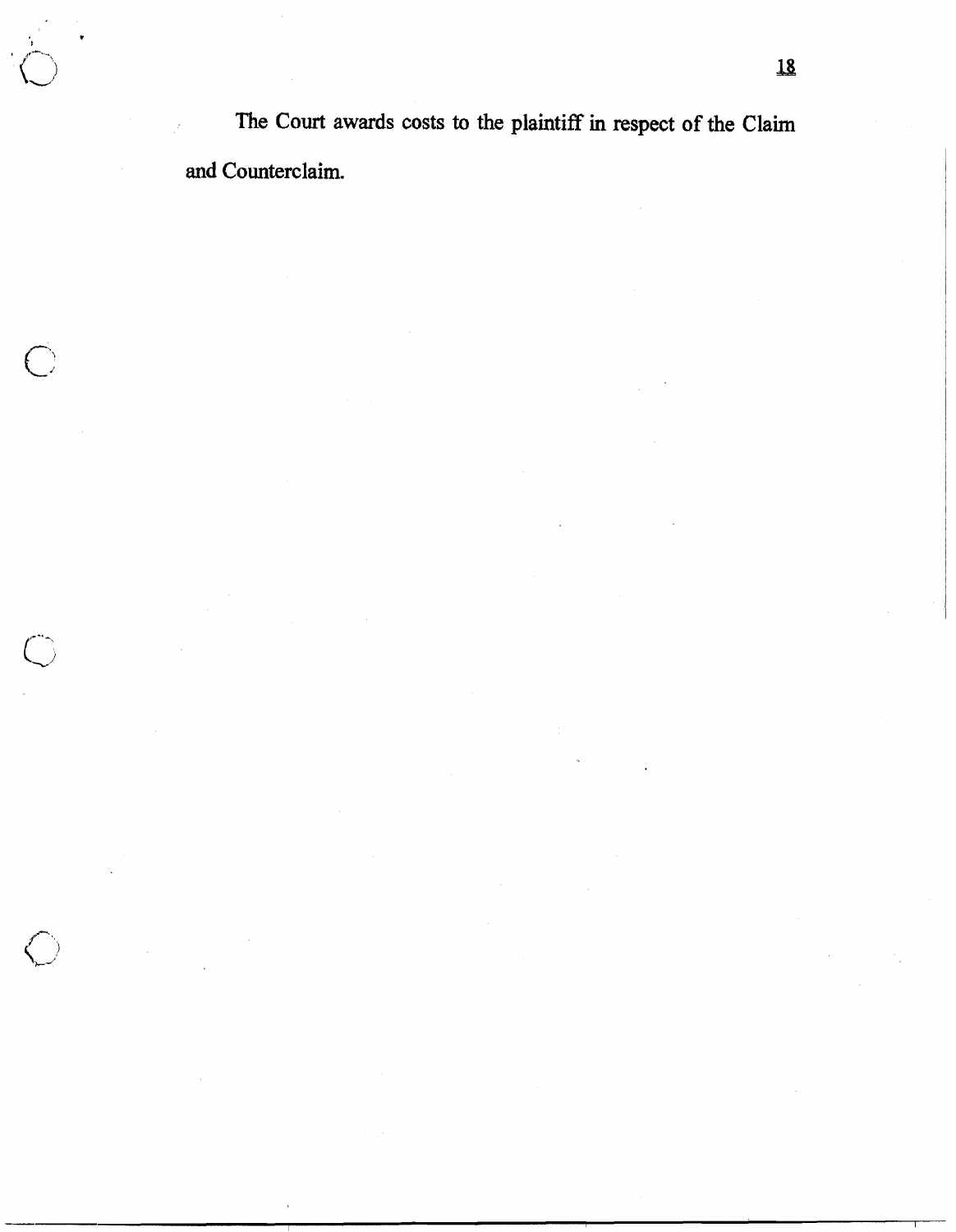The Court awards costs to the plaintiff in respect of the Claim and Counterclaim.